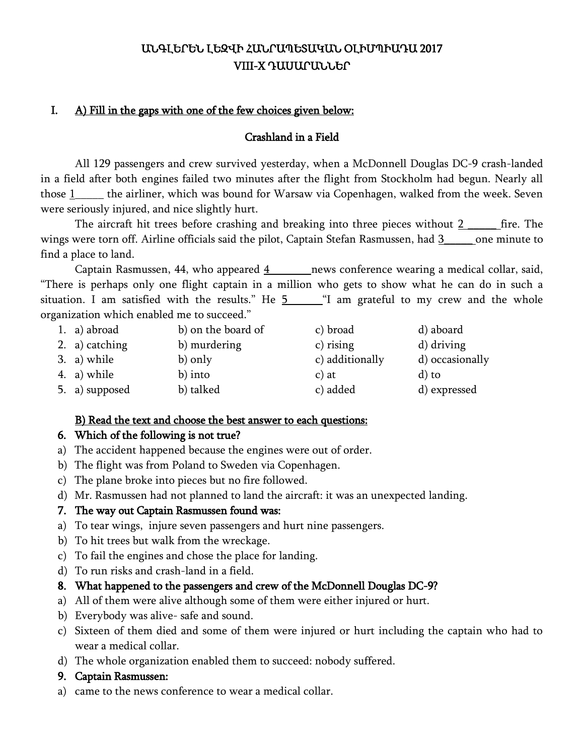# ԱՆԳԼԵՐԵՆ ԼԵԶՎԻ ՀԱՆՐԱՊԵՏԱԿԱՆ ՕԼԻՄՊԻԱԴԱ 2017
## VIII-X ԴԱՍԱՐԱՆՆԵՐ

**I. A) Fill in the gaps with one of the few choices given below:**

### Crashland in a Field

All 129 passengers and crew survived yesterday, when a McDonnell Douglas DC-9 crash-landed in a field after both engines failed two minutes after the flight from Stockholm had begun. Nearly all those 1_____ the airliner, which was bound for Warsaw via Copenhagen, walked from the week. Seven were seriously injured, and nice slightly hurt.

The aircraft hit trees before crashing and breaking into three pieces without 2 _____ fire. The wings were torn off. Airline officials said the pilot, Captain Stefan Rasmussen, had 3_____ one minute to find a place to land.

Captain Rasmussen, 44, who appeared 4_______ news conference wearing a medical collar, said, "There is perhaps only one flight captain in a million who gets to show what he can do in such a situation. I am satisfied with the results." He 5______ "I am grateful to my crew and the whole organization which enabled me to succeed."

| | | | | |
|---|---|---|---|---|
| 1. | a) abroad | b) on the board of | c) broad | d) aboard |
| 2. | a) catching | b) murdering | c) rising | d) driving |
| 3. | a) while | b) only | c) additionally | d) occasionally |
| 4. | a) while | b) into | c) at | d) to |
| 5. | a) supposed | b) talked | c) added | d) expressed |

**B) Read the text and choose the best answer to each questions:**

**6. Which of the following is not true?**

a) The accident happened because the engines were out of order.
b) The flight was from Poland to Sweden via Copenhagen.
c) The plane broke into pieces but no fire followed.
d) Mr. Rasmussen had not planned to land the aircraft: it was an unexpected landing.

**7. The way out Captain Rasmussen found was:**

a) To tear wings, injure seven passengers and hurt nine passengers.
b) To hit trees but walk from the wreckage.
c) To fail the engines and chose the place for landing.
d) To run risks and crash-land in a field.

**8. What happened to the passengers and crew of the McDonnell Douglas DC-9?**

a) All of them were alive although some of them were either injured or hurt.
b) Everybody was alive- safe and sound.
c) Sixteen of them died and some of them were injured or hurt including the captain who had to wear a medical collar.
d) The whole organization enabled them to succeed: nobody suffered.

**9. Captain Rasmussen:**

a) came to the news conference to wear a medical collar.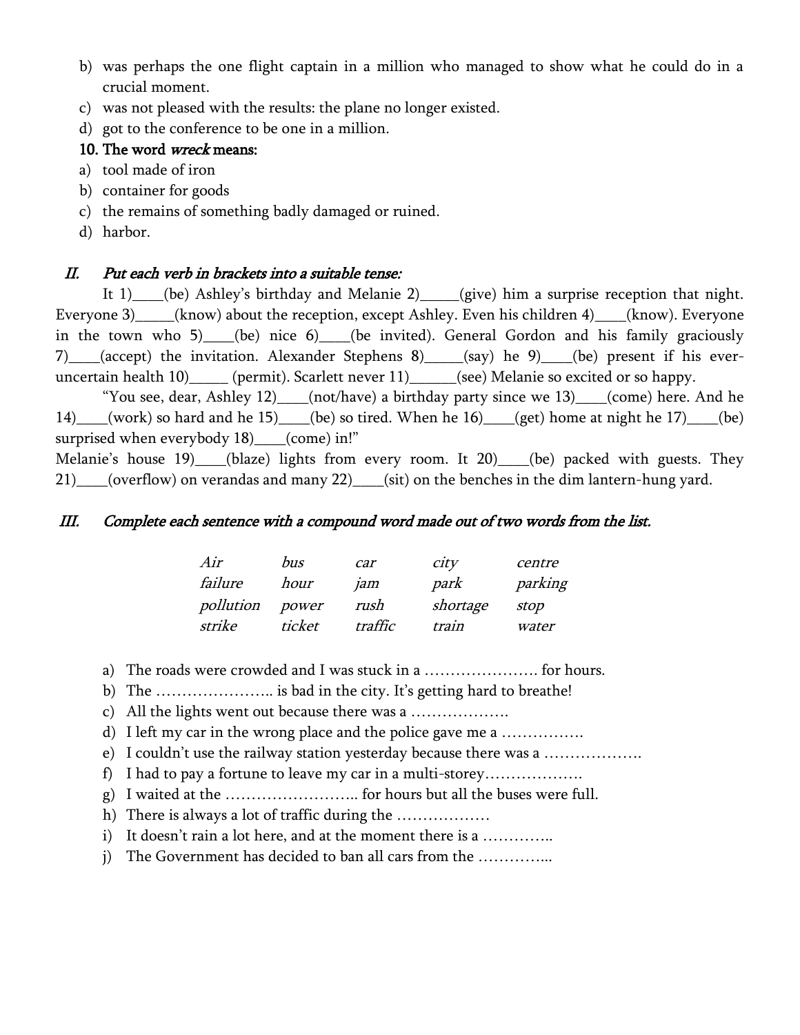b) was perhaps the one flight captain in a million who managed to show what he could do in a crucial moment.
c) was not pleased with the results: the plane no longer existed.
d) got to the conference to be one in a million.

**10. The word *wreck* means:**

a) tool made of iron
b) container for goods
c) the remains of something badly damaged or ruined.
d) harbor.

## *II. Put each verb in brackets into a suitable tense:*

It 1)____(be) Ashley's birthday and Melanie 2)_____(give) him a surprise reception that night. Everyone 3)_____(know) about the reception, except Ashley. Even his children 4)____(know). Everyone in the town who 5)____(be) nice 6)____(be invited). General Gordon and his family graciously 7)____(accept) the invitation. Alexander Stephens 8)_____(say) he 9)____(be) present if his ever-uncertain health 10)_____ (permit). Scarlett never 11)______(see) Melanie so excited or so happy.

"You see, dear, Ashley 12)____(not/have) a birthday party since we 13)____(come) here. And he 14)____(work) so hard and he 15)____(be) so tired. When he 16)____(get) home at night he 17)____(be) surprised when everybody 18)____(come) in!"

Melanie's house 19)____(blaze) lights from every room. It 20)____(be) packed with guests. They 21)____(overflow) on verandas and many 22)____(sit) on the benches in the dim lantern-hung yard.

## *III. Complete each sentence with a compound word made out of two words from the list.*

| | | | | |
|---|---|---|---|---|
| *Air* | *bus* | *car* | *city* | *centre* |
| *failure* | *hour* | *jam* | *park* | *parking* |
| *pollution* | *power* | *rush* | *shortage* | *stop* |
| *strike* | *ticket* | *traffic* | *train* | *water* |

a) The roads were crowded and I was stuck in a …………………. for hours.
b) The ………………….. is bad in the city. It's getting hard to breathe!
c) All the lights went out because there was a ……………….
d) I left my car in the wrong place and the police gave me a …………….
e) I couldn't use the railway station yesterday because there was a ……………….
f) I had to pay a fortune to leave my car in a multi-storey……………….
g) I waited at the …………………….. for hours but all the buses were full.
h) There is always a lot of traffic during the ………………
i) It doesn't rain a lot here, and at the moment there is a …………..
j) The Government has decided to ban all cars from the …………...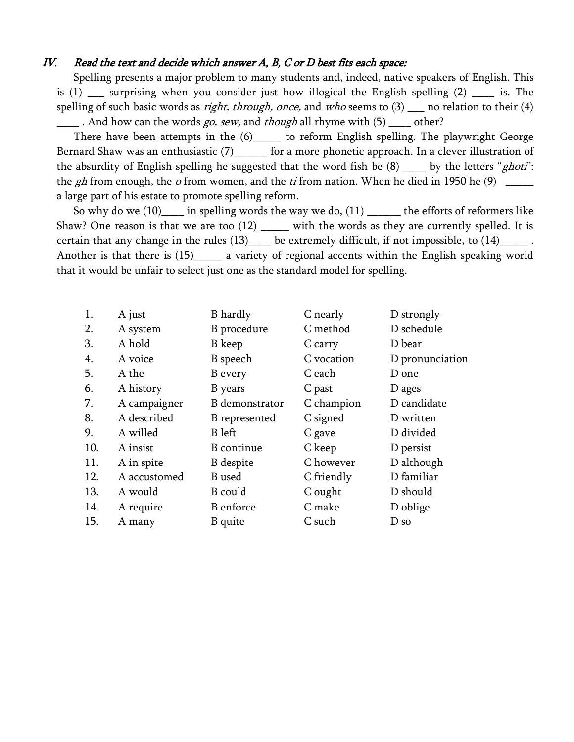## IV. *Read the text and decide which answer A, B, C or D best fits each space:*

Spelling presents a major problem to many students and, indeed, native speakers of English. This is (1) ___ surprising when you consider just how illogical the English spelling (2) ____ is. The spelling of such basic words as *right, through, once,* and *who* seems to (3) ___ no relation to their (4) ____ . And how can the words *go, sew,* and *though* all rhyme with (5) ____ other?

There have been attempts in the (6)_____ to reform English spelling. The playwright George Bernard Shaw was an enthusiastic (7)______ for a more phonetic approach. In a clever illustration of the absurdity of English spelling he suggested that the word fish be (8) ____ by the letters "*ghoti*": the *gh* from enough, the *o* from women, and the *ti* from nation. When he died in 1950 he (9) _____ a large part of his estate to promote spelling reform.

So why do we (10)____ in spelling words the way we do, (11) ______ the efforts of reformers like Shaw? One reason is that we are too (12) _____ with the words as they are currently spelled. It is certain that any change in the rules (13)____ be extremely difficult, if not impossible, to (14)_____ . Another is that there is (15)_____ a variety of regional accents within the English speaking world that it would be unfair to select just one as the standard model for spelling.

| | A | B | C | D |
|---|---|---|---|---|
| 1. | A just | B hardly | C nearly | D strongly |
| 2. | A system | B procedure | C method | D schedule |
| 3. | A hold | B keep | C carry | D bear |
| 4. | A voice | B speech | C vocation | D pronunciation |
| 5. | A the | B every | C each | D one |
| 6. | A history | B years | C past | D ages |
| 7. | A campaigner | B demonstrator | C champion | D candidate |
| 8. | A described | B represented | C signed | D written |
| 9. | A willed | B left | C gave | D divided |
| 10. | A insist | B continue | C keep | D persist |
| 11. | A in spite | B despite | C however | D although |
| 12. | A accustomed | B used | C friendly | D familiar |
| 13. | A would | B could | C ought | D should |
| 14. | A require | B enforce | C make | D oblige |
| 15. | A many | B quite | C such | D so |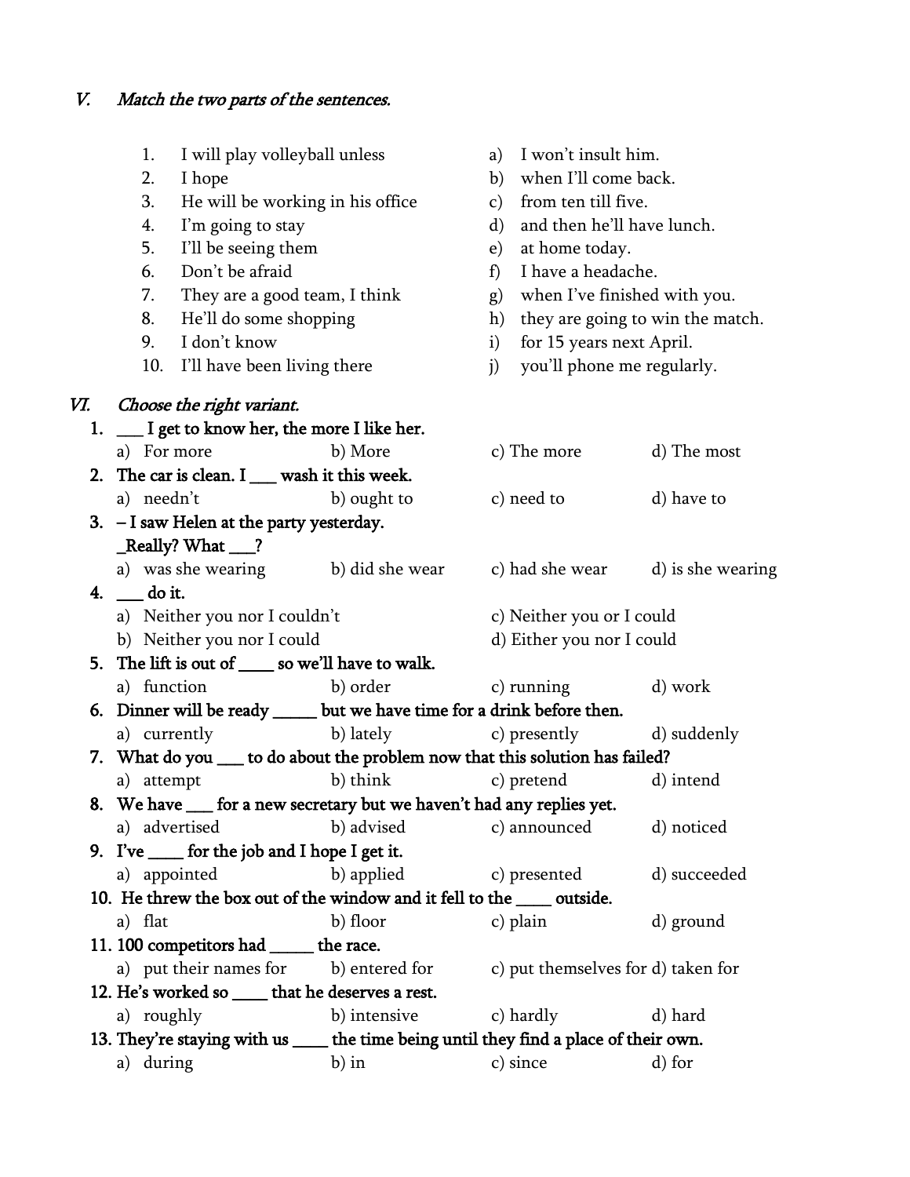## V. *Match the two parts of the sentences.*

| | | | |
|---|---|---|---|
| 1. | I will play volleyball unless | a) | I won't insult him. |
| 2. | I hope | b) | when I'll come back. |
| 3. | He will be working in his office | c) | from ten till five. |
| 4. | I'm going to stay | d) | and then he'll have lunch. |
| 5. | I'll be seeing them | e) | at home today. |
| 6. | Don't be afraid | f) | I have a headache. |
| 7. | They are a good team, I think | g) | when I've finished with you. |
| 8. | He'll do some shopping | h) | they are going to win the match. |
| 9. | I don't know | i) | for 15 years next April. |
| 10. | I'll have been living there | j) | you'll phone me regularly. |

## VI. *Choose the right variant.*

1. ___ I get to know her, the more I like her.
   a) For more b) More c) The more d) The most
2. The car is clean. I ___ wash it this week.
   a) needn't b) ought to c) need to d) have to
3. – I saw Helen at the party yesterday.
   _Really? What ___?
   a) was she wearing b) did she wear c) had she wear d) is she wearing
4. ___ do it.
   a) Neither you nor I couldn't
   b) Neither you nor I could
   c) Neither you or I could
   d) Either you nor I could
5. The lift is out of ____ so we'll have to walk.
   a) function b) order c) running d) work
6. Dinner will be ready _____ but we have time for a drink before then.
   a) currently b) lately c) presently d) suddenly
7. What do you ___ to do about the problem now that this solution has failed?
   a) attempt b) think c) pretend d) intend
8. We have ___ for a new secretary but we haven't had any replies yet.
   a) advertised b) advised c) announced d) noticed
9. I've ____ for the job and I hope I get it.
   a) appointed b) applied c) presented d) succeeded
10. He threw the box out of the window and it fell to the ____ outside.
    a) flat b) floor c) plain d) ground
11. 100 competitors had _____ the race.
    a) put their names for b) entered for c) put themselves for d) taken for
12. He's worked so ____ that he deserves a rest.
    a) roughly b) intensive c) hardly d) hard
13. They're staying with us ____ the time being until they find a place of their own.
    a) during b) in c) since d) for